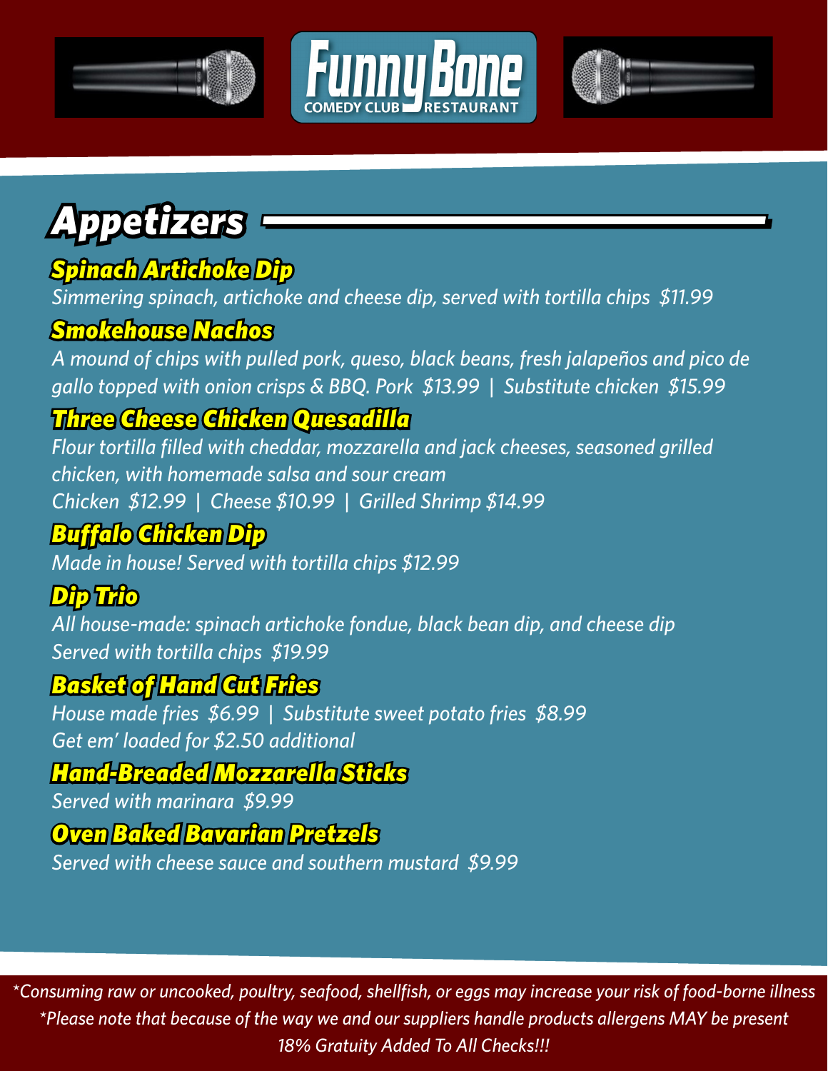# Funny Bone

COMEDY CLUB RESTAURANT

## Appetizers

### Spinach Artichoke Dip

*Simmering spinach, artichoke and cheese dip, served with tortilla chips $11.99*

### Smokehouse Nachos

*A mound of chips with pulled pork, queso, black beans, fresh jalapeños and pico de gallo topped with onion crisps & BBQ. Pork $13.99 | Substitute chicken $15.99*

### Three Cheese Chicken Quesadilla

*Flour tortilla filled with cheddar, mozzarella and jack cheeses, seasoned grilled chicken, with homemade salsa and sour cream*
*Chicken $12.99 | Cheese $10.99 | Grilled Shrimp $14.99*

### Buffalo Chicken Dip

*Made in house! Served with tortilla chips $12.99*

### Dip Trio

*All house-made: spinach artichoke fondue, black bean dip, and cheese dip*
*Served with tortilla chips $19.99*

### Basket of Hand Cut Fries

*House made fries $6.99 | Substitute sweet potato fries $8.99*
*Get em' loaded for $2.50 additional*

### Hand-Breaded Mozzarella Sticks

*Served with marinara $9.99*

### Oven Baked Bavarian Pretzels

*Served with cheese sauce and southern mustard $9.99*

*Consuming raw or uncooked, poultry, seafood, shellfish, or eggs may increase your risk of food-borne illness
*Please note that because of the way we and our suppliers handle products allergens MAY be present
18% Gratuity Added To All Checks!!!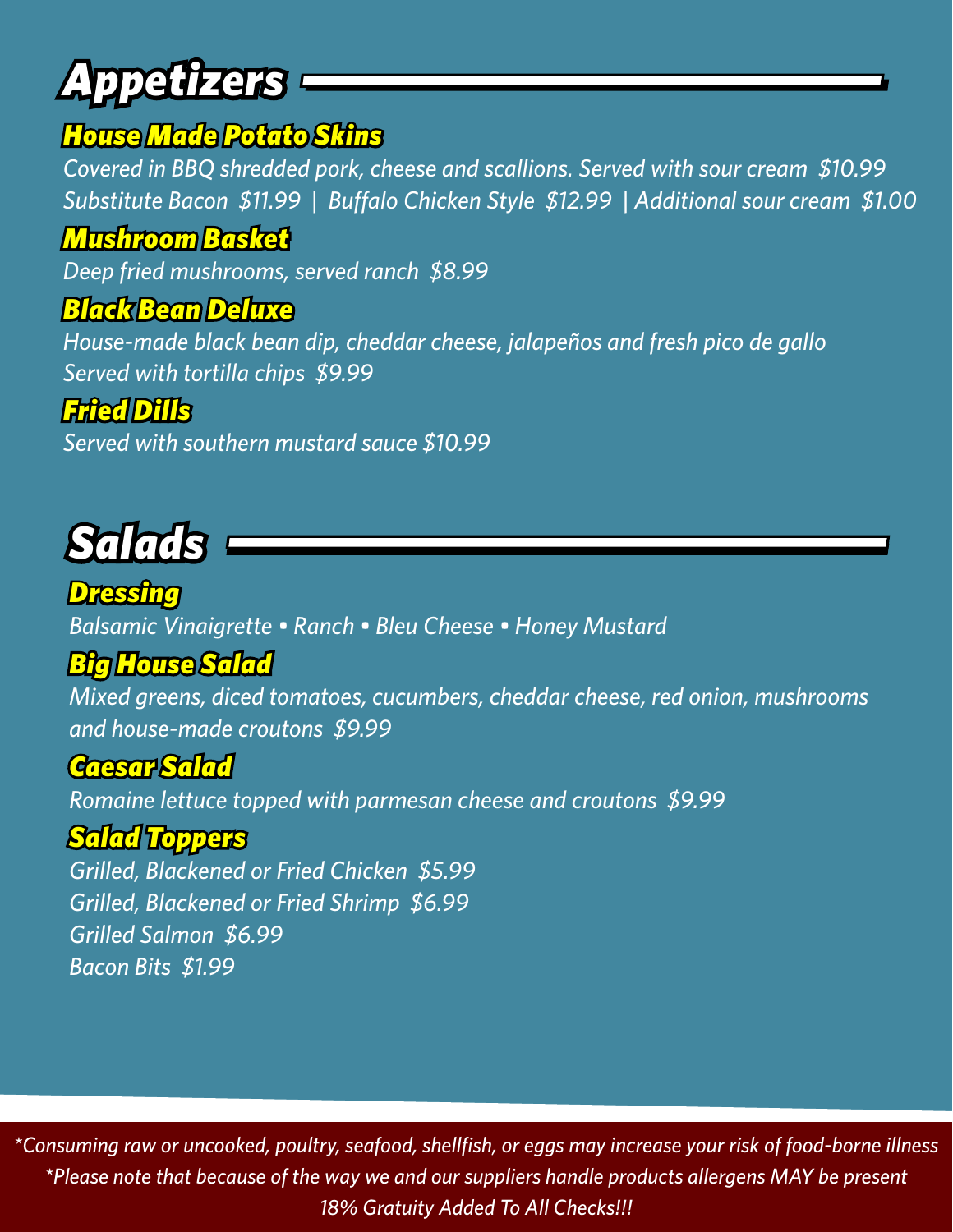# Appetizers

## House Made Potato Skins

*Covered in BBQ shredded pork, cheese and scallions. Served with sour cream $10.99*
*Substitute Bacon $11.99 | Buffalo Chicken Style $12.99 | Additional sour cream $1.00*

## Mushroom Basket

*Deep fried mushrooms, served ranch $8.99*

## Black Bean Deluxe

*House-made black bean dip, cheddar cheese, jalapeños and fresh pico de gallo*
*Served with tortilla chips $9.99*

## Fried Dills

*Served with southern mustard sauce $10.99*

# Salads

## Dressing

*Balsamic Vinaigrette • Ranch • Bleu Cheese • Honey Mustard*

## Big House Salad

*Mixed greens, diced tomatoes, cucumbers, cheddar cheese, red onion, mushrooms and house-made croutons $9.99*

## Caesar Salad

*Romaine lettuce topped with parmesan cheese and croutons $9.99*

## Salad Toppers

*Grilled, Blackened or Fried Chicken $5.99*
*Grilled, Blackened or Fried Shrimp $6.99*
*Grilled Salmon $6.99*
*Bacon Bits $1.99*

*\*Consuming raw or uncooked, poultry, seafood, shellfish, or eggs may increase your risk of food-borne illness*
*\*Please note that because of the way we and our suppliers handle products allergens MAY be present*
*18% Gratuity Added To All Checks!!!*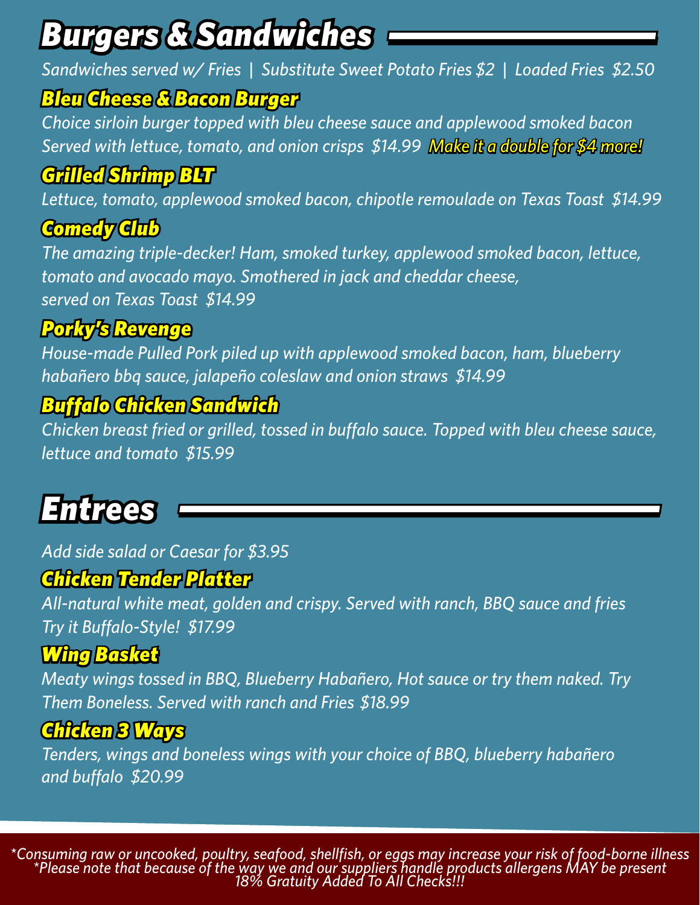# Burgers & Sandwiches

*Sandwiches served w/ Fries | Substitute Sweet Potato Fries $2 | Loaded Fries $2.50*

## Bleu Cheese & Bacon Burger

*Choice sirloin burger topped with bleu cheese sauce and applewood smoked bacon Served with lettuce, tomato, and onion crisps $14.99* *Make it a double for $4 more!*

## Grilled Shrimp BLT

*Lettuce, tomato, applewood smoked bacon, chipotle remoulade on Texas Toast $14.99*

## Comedy Club

*The amazing triple-decker! Ham, smoked turkey, applewood smoked bacon, lettuce, tomato and avocado mayo. Smothered in jack and cheddar cheese, served on Texas Toast $14.99*

## Porky's Revenge

*House-made Pulled Pork piled up with applewood smoked bacon, ham, blueberry habañero bbq sauce, jalapeño coleslaw and onion straws $14.99*

## Buffalo Chicken Sandwich

*Chicken breast fried or grilled, tossed in buffalo sauce. Topped with bleu cheese sauce, lettuce and tomato $15.99*

# Entrees

*Add side salad or Caesar for $3.95*

## Chicken Tender Platter

*All-natural white meat, golden and crispy. Served with ranch, BBQ sauce and fries Try it Buffalo-Style! $17.99*

## Wing Basket

*Meaty wings tossed in BBQ, Blueberry Habañero, Hot sauce or try them naked. Try Them Boneless. Served with ranch and Fries $18.99*

## Chicken 3 Ways

*Tenders, wings and boneless wings with your choice of BBQ, blueberry habañero and buffalo $20.99*

*\*Consuming raw or uncooked, poultry, seafood, shellfish, or eggs may increase your risk of food-borne illness*
*\*Please note that because of the way we and our suppliers handle products allergens MAY be present*
*18% Gratuity Added To All Checks!!!*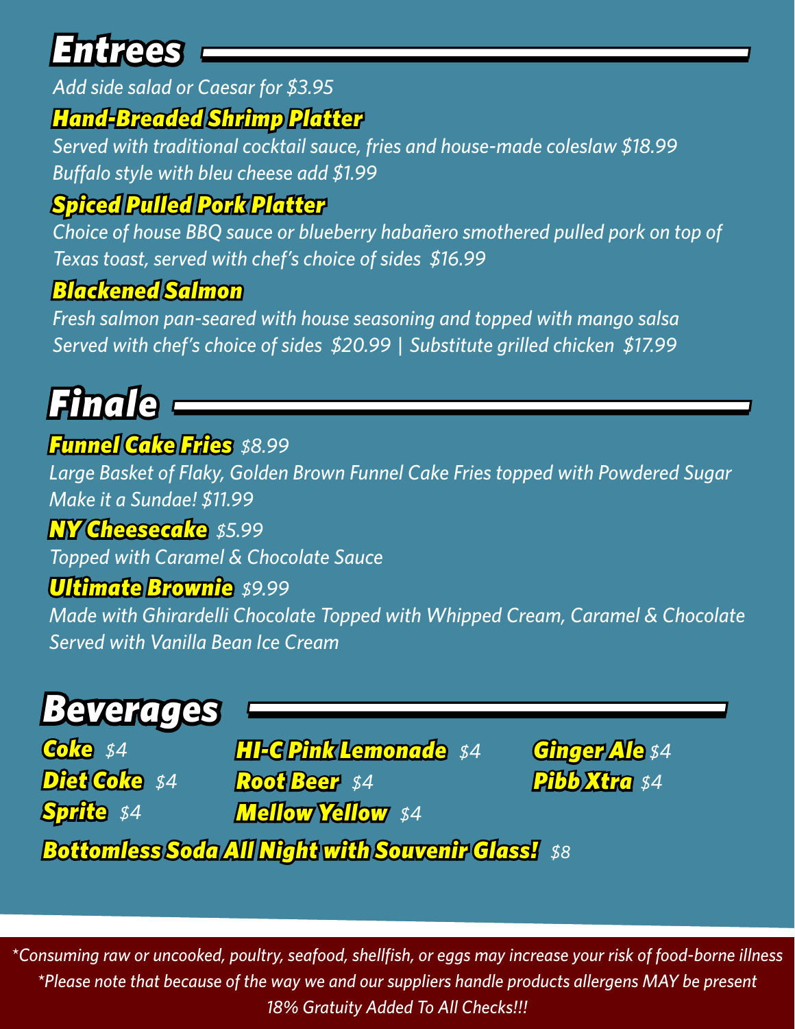## Entrees

*Add side salad or Caesar for $3.95*

### Hand-Breaded Shrimp Platter

*Served with traditional cocktail sauce, fries and house-made coleslaw $18.99*
*Buffalo style with bleu cheese add $1.99*

### Spiced Pulled Pork Platter

*Choice of house BBQ sauce or blueberry habañero smothered pulled pork on top of Texas toast, served with chef's choice of sides $16.99*

### Blackened Salmon

*Fresh salmon pan-seared with house seasoning and topped with mango salsa*
*Served with chef's choice of sides $20.99 | Substitute grilled chicken $17.99*

## Finale

### Funnel Cake Fries *$8.99*

*Large Basket of Flaky, Golden Brown Funnel Cake Fries topped with Powdered Sugar*
*Make it a Sundae! $11.99*

### NY Cheesecake *$5.99*

*Topped with Caramel & Chocolate Sauce*

### Ultimate Brownie *$9.99*

*Made with Ghirardelli Chocolate Topped with Whipped Cream, Caramel & Chocolate*
*Served with Vanilla Bean Ice Cream*

## Beverages

- **Coke** *$4*
- **Diet Coke** *$4*
- **Sprite** *$4*
- **HI-C Pink Lemonade** *$4*
- **Root Beer** *$4*
- **Mellow Yellow** *$4*
- **Ginger Ale** *$4*
- **Pibb Xtra** *$4*

**Bottomless Soda All Night with Souvenir Glass!** *$8*

*\*Consuming raw or uncooked, poultry, seafood, shellfish, or eggs may increase your risk of food-borne illness*
*\*Please note that because of the way we and our suppliers handle products allergens MAY be present*
*18% Gratuity Added To All Checks!!!*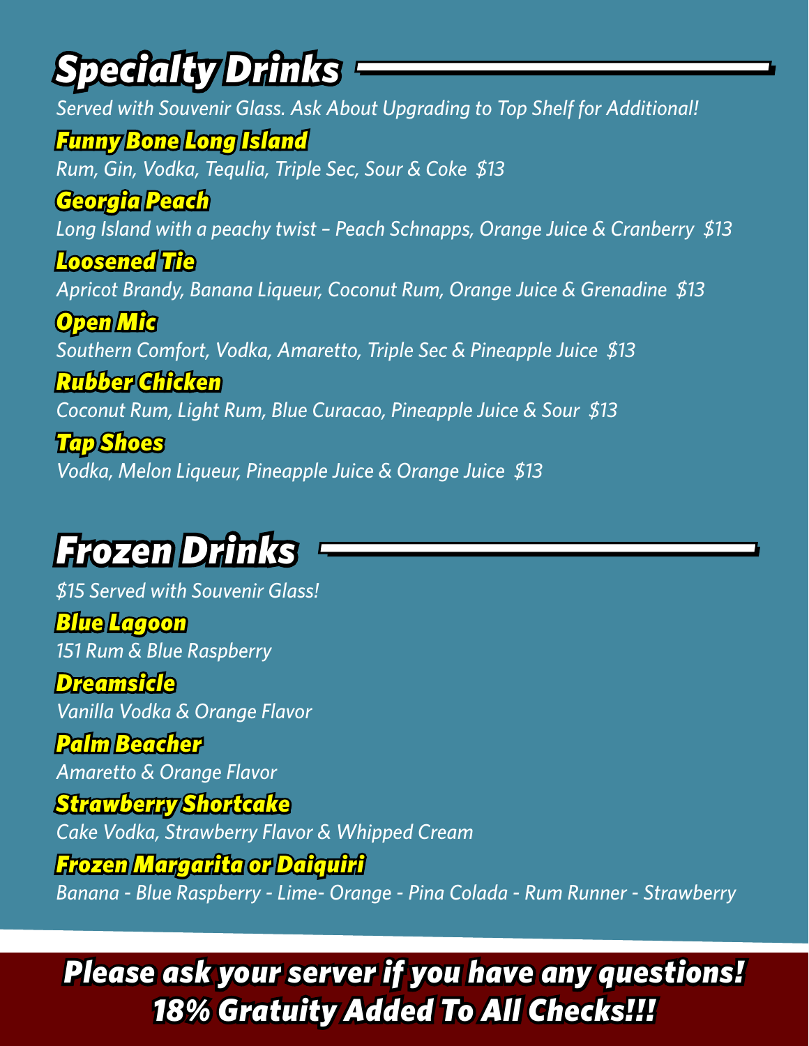# Specialty Drinks

*Served with Souvenir Glass. Ask About Upgrading to Top Shelf for Additional!*

### Funny Bone Long Island

*Rum, Gin, Vodka, Tequlia, Triple Sec, Sour & Coke $13*

### Georgia Peach

*Long Island with a peachy twist – Peach Schnapps, Orange Juice & Cranberry $13*

### Loosened Tie

*Apricot Brandy, Banana Liqueur, Coconut Rum, Orange Juice & Grenadine $13*

### Open Mic

*Southern Comfort, Vodka, Amaretto, Triple Sec & Pineapple Juice $13*

### Rubber Chicken

*Coconut Rum, Light Rum, Blue Curacao, Pineapple Juice & Sour $13*

### Tap Shoes

*Vodka, Melon Liqueur, Pineapple Juice & Orange Juice $13*

# Frozen Drinks

*$15 Served with Souvenir Glass!*

### Blue Lagoon

*151 Rum & Blue Raspberry*

### Dreamsicle

*Vanilla Vodka & Orange Flavor*

### Palm Beacher

*Amaretto & Orange Flavor*

### Strawberry Shortcake

*Cake Vodka, Strawberry Flavor & Whipped Cream*

### Frozen Margarita or Daiquiri

*Banana - Blue Raspberry - Lime- Orange - Pina Colada - Rum Runner - Strawberry*

**Please ask your server if you have any questions!**
**18% Gratuity Added To All Checks!!!**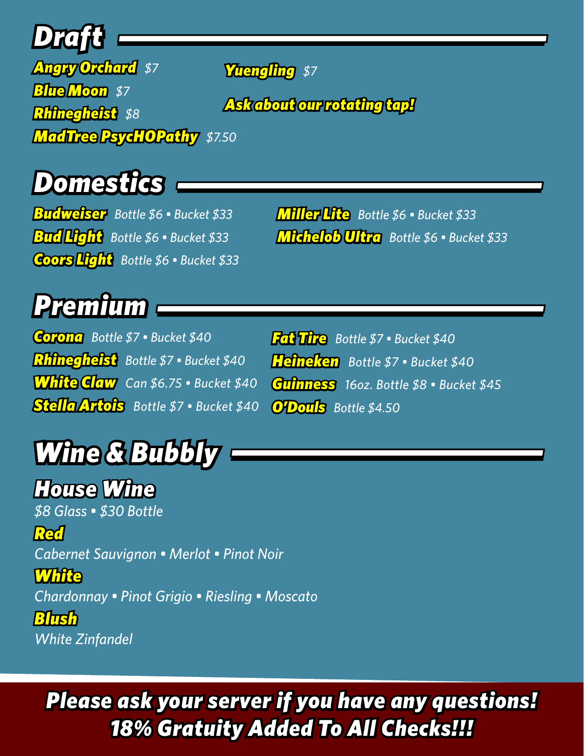# Draft

**Angry Orchard** *$7*

**Blue Moon** *$7*

**Rhinegheist** *$8*

**MadTree PsycHOPathy** *$7.50*

**Yuengling** *$7*

**Ask about our rotating tap!**

# Domestics

**Budweiser** *Bottle $6 • Bucket $33*

**Bud Light** *Bottle $6 • Bucket $33*

**Coors Light** *Bottle $6 • Bucket $33*

**Miller Lite** *Bottle $6 • Bucket $33*

**Michelob Ultra** *Bottle $6 • Bucket $33*

# Premium

**Corona** *Bottle $7 • Bucket $40*

**Rhinegheist** *Bottle $7 • Bucket $40*

**White Claw** *Can $6.75 • Bucket $40*

**Stella Artois** *Bottle $7 • Bucket $40*

**Fat Tire** *Bottle $7 • Bucket $40*

**Heineken** *Bottle $7 • Bucket $40*

**Guinness** *16oz. Bottle $8 • Bucket $45*

**O'Douls** *Bottle $4.50*

# Wine & Bubbly

## House Wine

*$8 Glass • $30 Bottle*

### Red

*Cabernet Sauvignon • Merlot • Pinot Noir*

### White

*Chardonnay • Pinot Grigio • Riesling • Moscato*

### Blush

*White Zinfandel*

**Please ask your server if you have any questions!**
**18% Gratuity Added To All Checks!!!**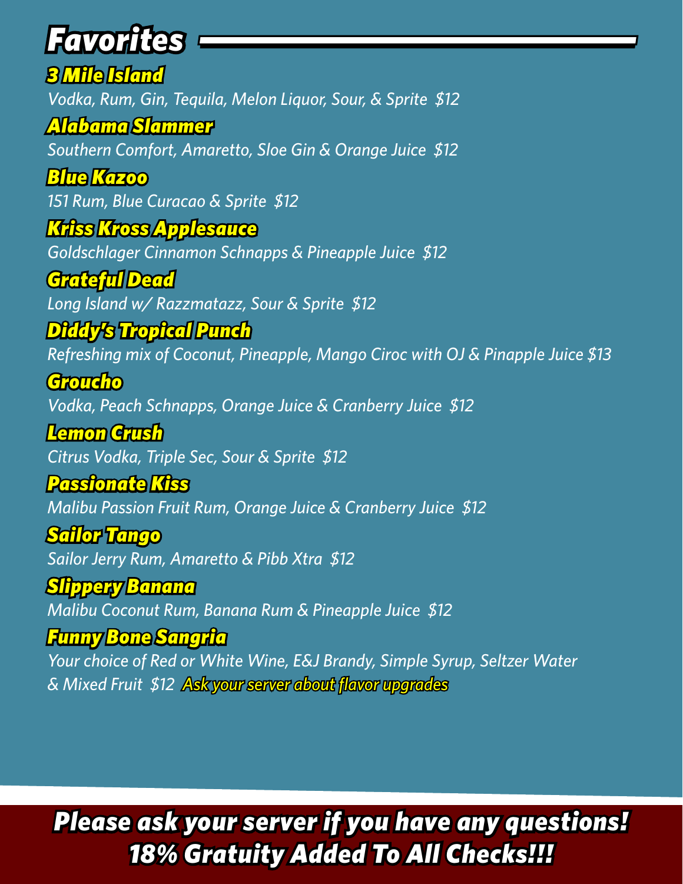# Favorites

### 3 Mile Island
*Vodka, Rum, Gin, Tequila, Melon Liquor, Sour, & Sprite $12*

### Alabama Slammer
*Southern Comfort, Amaretto, Sloe Gin & Orange Juice $12*

### Blue Kazoo
*151 Rum, Blue Curacao & Sprite $12*

### Kriss Kross Applesauce
*Goldschlager Cinnamon Schnapps & Pineapple Juice $12*

### Grateful Dead
*Long Island w/ Razzmatazz, Sour & Sprite $12*

### Diddy's Tropical Punch
*Refreshing mix of Coconut, Pineapple, Mango Ciroc with OJ & Pinapple Juice $13*

### Groucho
*Vodka, Peach Schnapps, Orange Juice & Cranberry Juice $12*

### Lemon Crush
*Citrus Vodka, Triple Sec, Sour & Sprite $12*

### Passionate Kiss
*Malibu Passion Fruit Rum, Orange Juice & Cranberry Juice $12*

### Sailor Tango
*Sailor Jerry Rum, Amaretto & Pibb Xtra $12*

### Slippery Banana
*Malibu Coconut Rum, Banana Rum & Pineapple Juice $12*

### Funny Bone Sangria
*Your choice of Red or White Wine, E&J Brandy, Simple Syrup, Seltzer Water & Mixed Fruit $12* *Ask your server about flavor upgrades*

**Please ask your server if you have any questions!**
**18% Gratuity Added To All Checks!!!**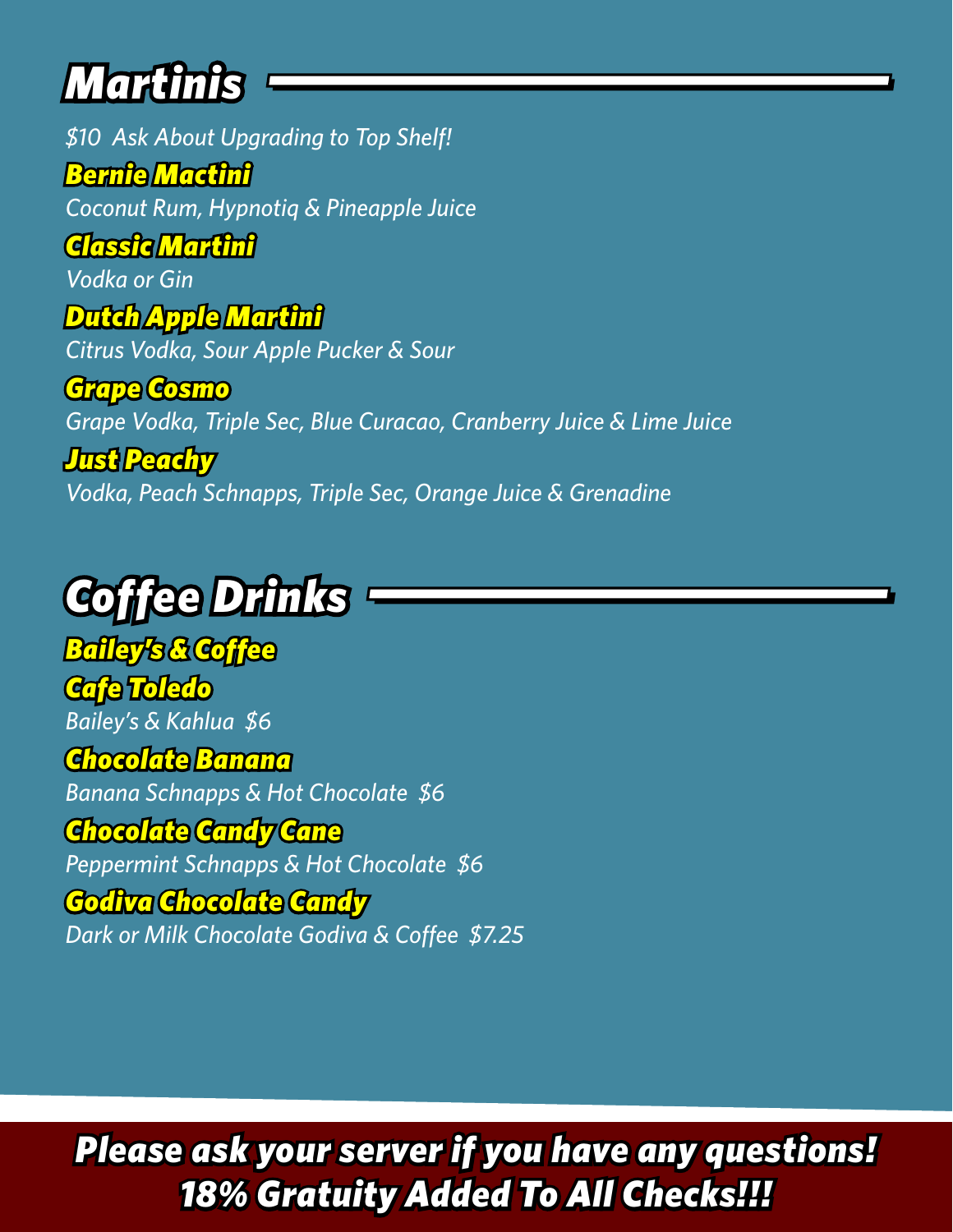## Martinis

*$10 Ask About Upgrading to Top Shelf!*

### Bernie Mactini
*Coconut Rum, Hypnotiq & Pineapple Juice*

### Classic Martini
*Vodka or Gin*

### Dutch Apple Martini
*Citrus Vodka, Sour Apple Pucker & Sour*

### Grape Cosmo
*Grape Vodka, Triple Sec, Blue Curacao, Cranberry Juice & Lime Juice*

### Just Peachy
*Vodka, Peach Schnapps, Triple Sec, Orange Juice & Grenadine*

## Coffee Drinks

### Bailey's & Coffee

### Cafe Toledo
*Bailey's & Kahlua $6*

### Chocolate Banana
*Banana Schnapps & Hot Chocolate $6*

### Chocolate Candy Cane
*Peppermint Schnapps & Hot Chocolate $6*

### Godiva Chocolate Candy
*Dark or Milk Chocolate Godiva & Coffee $7.25*

**Please ask your server if you have any questions!**
**18% Gratuity Added To All Checks!!!**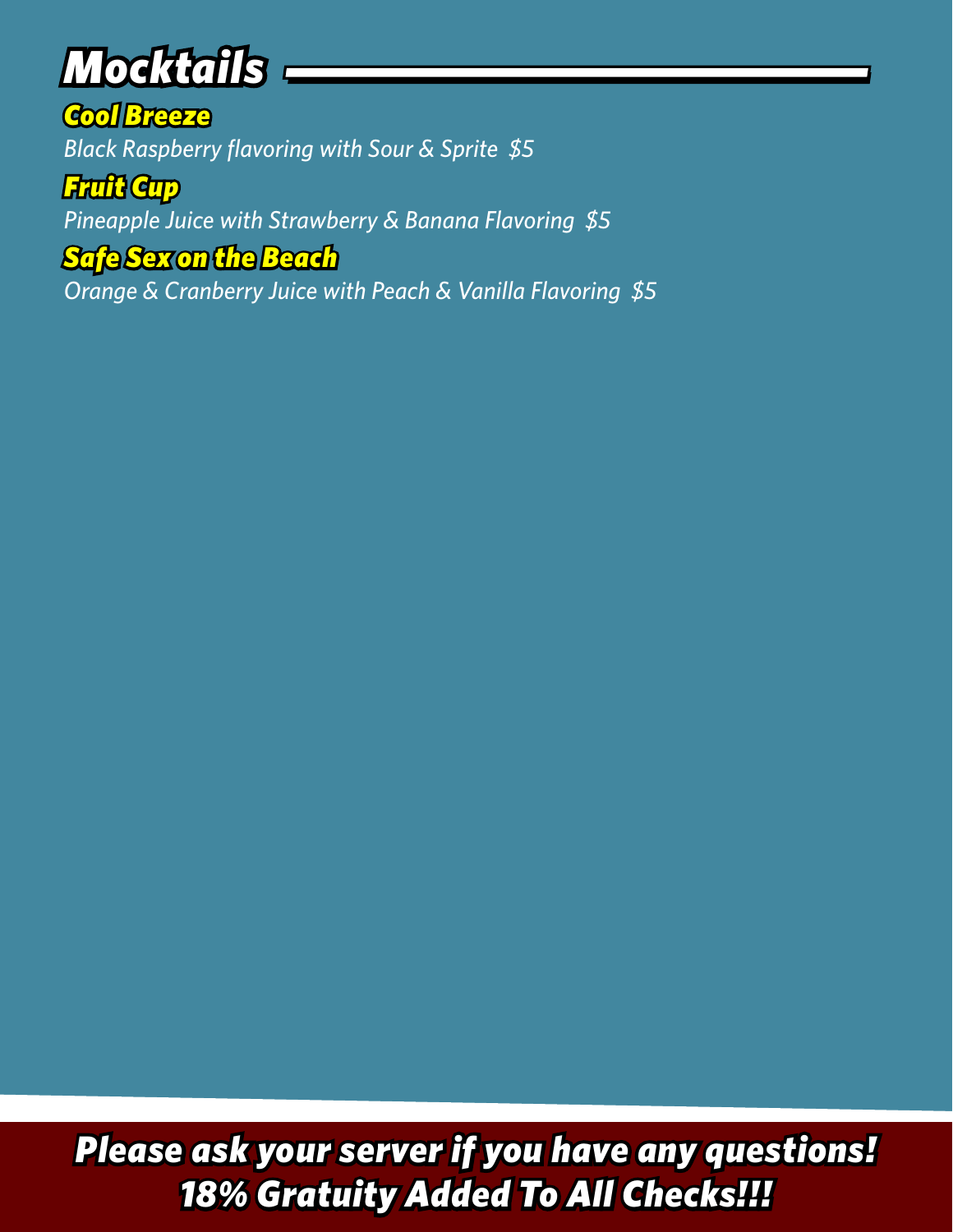# *Mocktails*

### ***Cool Breeze***

*Black Raspberry flavoring with Sour & Sprite $5*

### ***Fruit Cup***

*Pineapple Juice with Strawberry & Banana Flavoring $5*

### ***Safe Sex on the Beach***

*Orange & Cranberry Juice with Peach & Vanilla Flavoring $5*

***Please ask your server if you have any questions!***
***18% Gratuity Added To All Checks!!!***